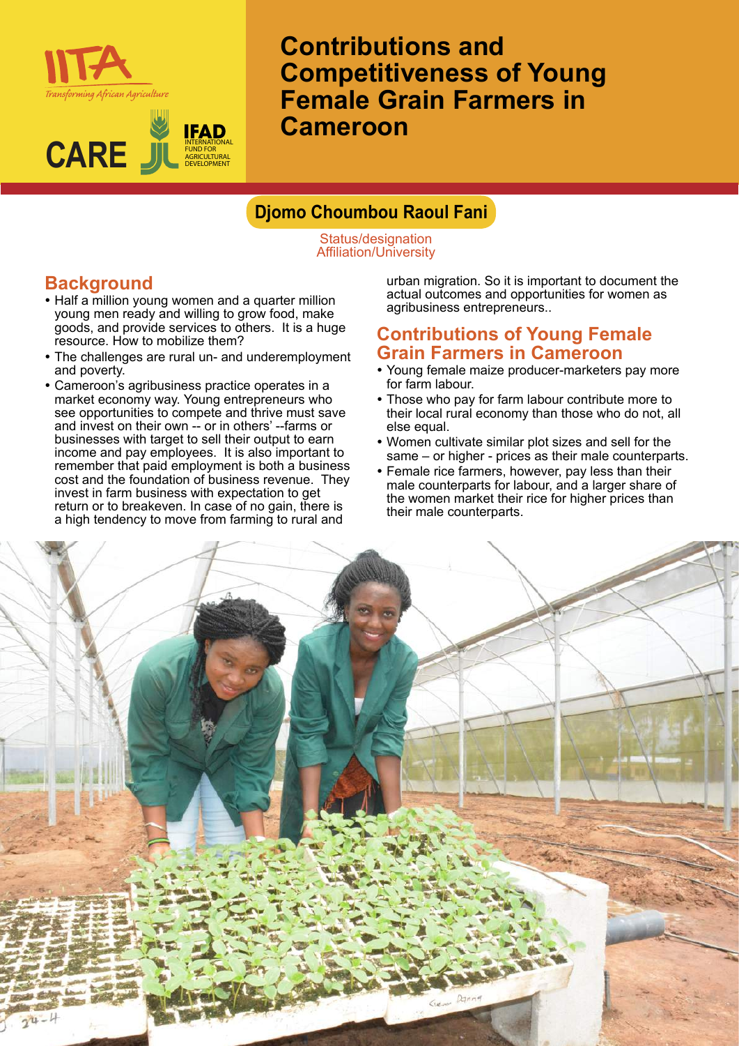# Contributions and Competitiveness of Young Female Grain Farmers in Cameroon

**Djomo Choumbou Raoul Fani**

Status/designation
Affiliation/University

## Background

- Half a million young women and a quarter million young men ready and willing to grow food, make goods, and provide services to others. It is a huge resource. How to mobilize them?
- The challenges are rural un- and underemployment and poverty.
- Cameroon's agribusiness practice operates in a market economy way. Young entrepreneurs who see opportunities to compete and thrive must save and invest on their own -- or in others' --farms or businesses with target to sell their output to earn income and pay employees. It is also important to remember that paid employment is both a business cost and the foundation of business revenue. They invest in farm business with expectation to get return or to breakeven. In case of no gain, there is a high tendency to move from farming to rural and urban migration. So it is important to document the actual outcomes and opportunities for women as agribusiness entrepreneurs..

## Contributions of Young Female Grain Farmers in Cameroon

- Young female maize producer-marketers pay more for farm labour.
- Those who pay for farm labour contribute more to their local rural economy than those who do not, all else equal.
- Women cultivate similar plot sizes and sell for the same – or higher - prices as their male counterparts.
- Female rice farmers, however, pay less than their male counterparts for labour, and a larger share of the women market their rice for higher prices than their male counterparts.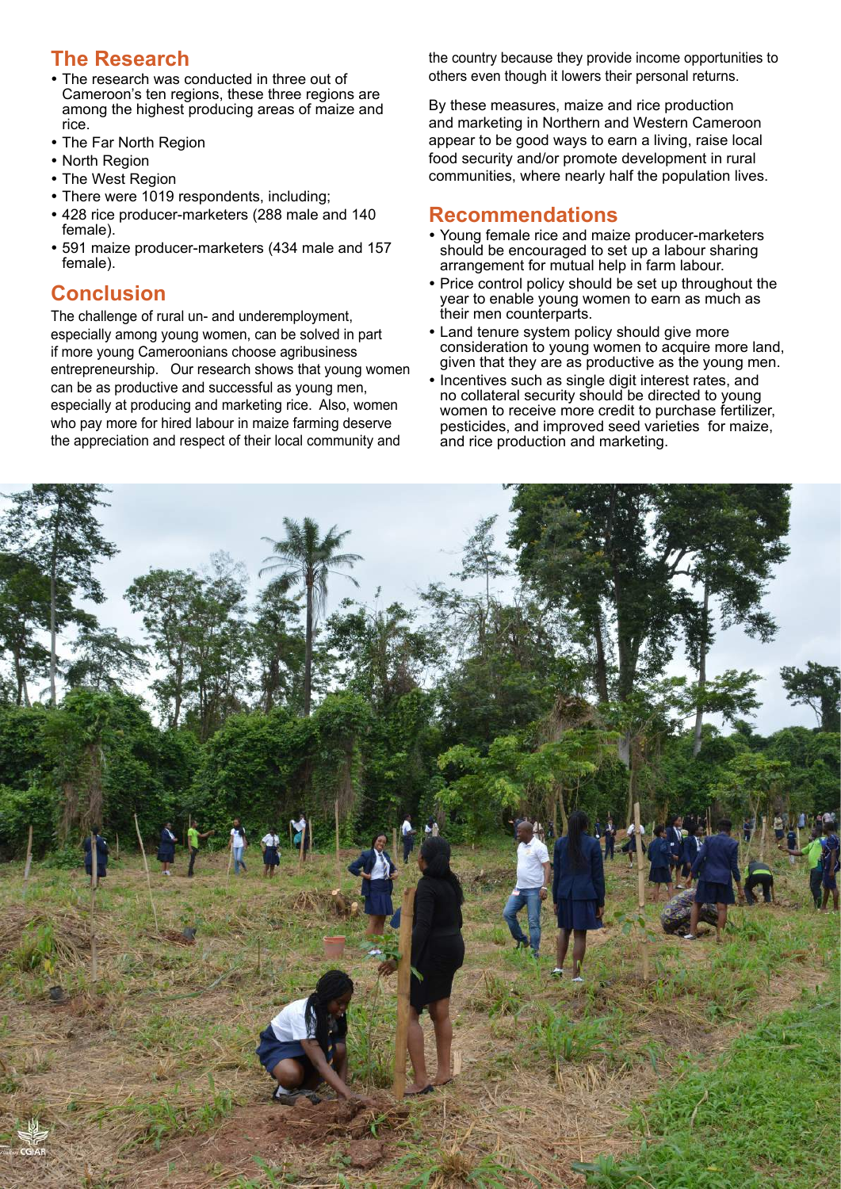## The Research

- The research was conducted in three out of Cameroon's ten regions, these three regions are among the highest producing areas of maize and rice.
- The Far North Region
- North Region
- The West Region
- There were 1019 respondents, including;
- 428 rice producer-marketers (288 male and 140 female).
- 591 maize producer-marketers (434 male and 157 female).

## Conclusion

The challenge of rural un- and underemployment, especially among young women, can be solved in part if more young Cameroonians choose agribusiness entrepreneurship. Our research shows that young women can be as productive and successful as young men, especially at producing and marketing rice. Also, women who pay more for hired labour in maize farming deserve the appreciation and respect of their local community and the country because they provide income opportunities to others even though it lowers their personal returns.

By these measures, maize and rice production and marketing in Northern and Western Cameroon appear to be good ways to earn a living, raise local food security and/or promote development in rural communities, where nearly half the population lives.

## Recommendations

- Young female rice and maize producer-marketers should be encouraged to set up a labour sharing arrangement for mutual help in farm labour.
- Price control policy should be set up throughout the year to enable young women to earn as much as their men counterparts.
- Land tenure system policy should give more consideration to young women to acquire more land, given that they are as productive as the young men.
- Incentives such as single digit interest rates, and no collateral security should be directed to young women to receive more credit to purchase fertilizer, pesticides, and improved seed varieties for maize, and rice production and marketing.